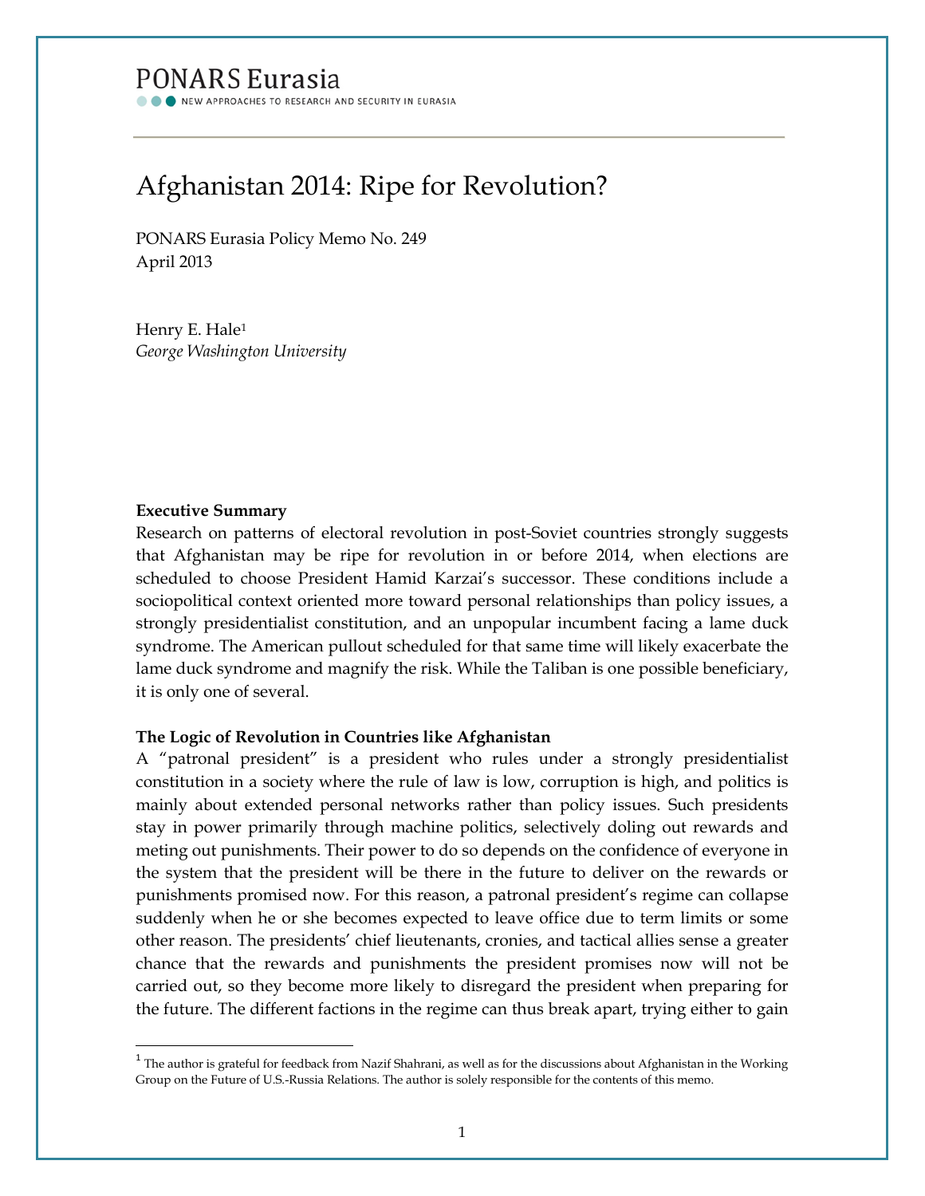PONARS Eurasia

NEW APPROACHES TO RESEARCH AND SECURITY IN EURASIA

# Afghanistan 2014: Ripe for Revolution?

PONARS Eurasia Policy Memo No. 249
April 2013

Henry E. Hale[1]
*George Washington University*

**Executive Summary**

Research on patterns of electoral revolution in post-Soviet countries strongly suggests that Afghanistan may be ripe for revolution in or before 2014, when elections are scheduled to choose President Hamid Karzai's successor. These conditions include a sociopolitical context oriented more toward personal relationships than policy issues, a strongly presidentialist constitution, and an unpopular incumbent facing a lame duck syndrome. The American pullout scheduled for that same time will likely exacerbate the lame duck syndrome and magnify the risk. While the Taliban is one possible beneficiary, it is only one of several.

**The Logic of Revolution in Countries like Afghanistan**

A "patronal president" is a president who rules under a strongly presidentialist constitution in a society where the rule of law is low, corruption is high, and politics is mainly about extended personal networks rather than policy issues. Such presidents stay in power primarily through machine politics, selectively doling out rewards and meting out punishments. Their power to do so depends on the confidence of everyone in the system that the president will be there in the future to deliver on the rewards or punishments promised now. For this reason, a patronal president's regime can collapse suddenly when he or she becomes expected to leave office due to term limits or some other reason. The presidents' chief lieutenants, cronies, and tactical allies sense a greater chance that the rewards and punishments the president promises now will not be carried out, so they become more likely to disregard the president when preparing for the future. The different factions in the regime can thus break apart, trying either to gain

[1] The author is grateful for feedback from Nazif Shahrani, as well as for the discussions about Afghanistan in the Working Group on the Future of U.S.-Russia Relations. The author is solely responsible for the contents of this memo.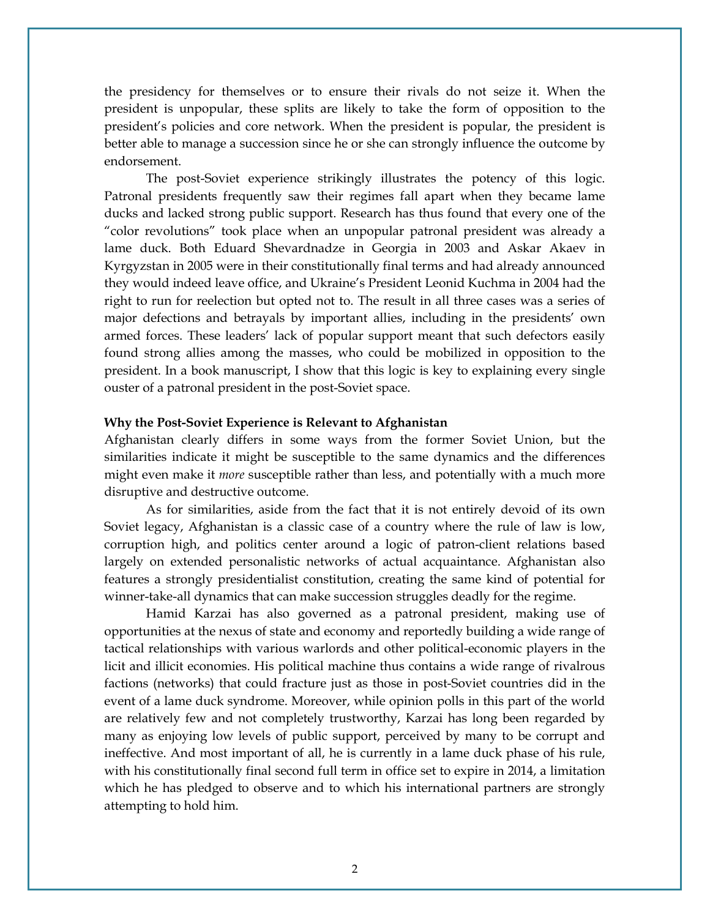the presidency for themselves or to ensure their rivals do not seize it. When the president is unpopular, these splits are likely to take the form of opposition to the president's policies and core network. When the president is popular, the president is better able to manage a succession since he or she can strongly influence the outcome by endorsement.

The post-Soviet experience strikingly illustrates the potency of this logic. Patronal presidents frequently saw their regimes fall apart when they became lame ducks and lacked strong public support. Research has thus found that every one of the "color revolutions" took place when an unpopular patronal president was already a lame duck. Both Eduard Shevardnadze in Georgia in 2003 and Askar Akaev in Kyrgyzstan in 2005 were in their constitutionally final terms and had already announced they would indeed leave office, and Ukraine's President Leonid Kuchma in 2004 had the right to run for reelection but opted not to. The result in all three cases was a series of major defections and betrayals by important allies, including in the presidents' own armed forces. These leaders' lack of popular support meant that such defectors easily found strong allies among the masses, who could be mobilized in opposition to the president. In a book manuscript, I show that this logic is key to explaining every single ouster of a patronal president in the post-Soviet space.

**Why the Post-Soviet Experience is Relevant to Afghanistan**

Afghanistan clearly differs in some ways from the former Soviet Union, but the similarities indicate it might be susceptible to the same dynamics and the differences might even make it *more* susceptible rather than less, and potentially with a much more disruptive and destructive outcome.

As for similarities, aside from the fact that it is not entirely devoid of its own Soviet legacy, Afghanistan is a classic case of a country where the rule of law is low, corruption high, and politics center around a logic of patron-client relations based largely on extended personalistic networks of actual acquaintance. Afghanistan also features a strongly presidentialist constitution, creating the same kind of potential for winner-take-all dynamics that can make succession struggles deadly for the regime.

Hamid Karzai has also governed as a patronal president, making use of opportunities at the nexus of state and economy and reportedly building a wide range of tactical relationships with various warlords and other political-economic players in the licit and illicit economies. His political machine thus contains a wide range of rivalrous factions (networks) that could fracture just as those in post-Soviet countries did in the event of a lame duck syndrome. Moreover, while opinion polls in this part of the world are relatively few and not completely trustworthy, Karzai has long been regarded by many as enjoying low levels of public support, perceived by many to be corrupt and ineffective. And most important of all, he is currently in a lame duck phase of his rule, with his constitutionally final second full term in office set to expire in 2014, a limitation which he has pledged to observe and to which his international partners are strongly attempting to hold him.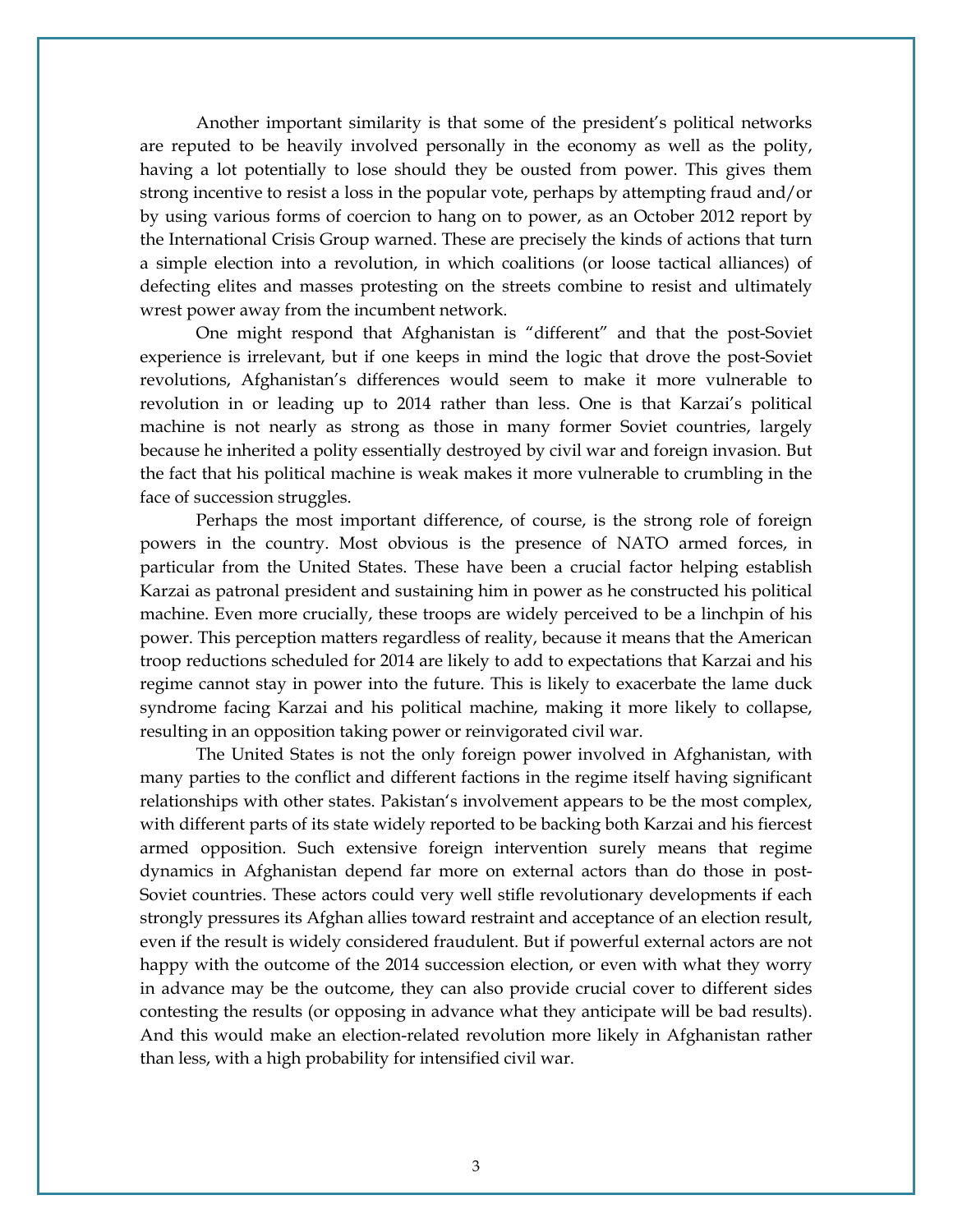Another important similarity is that some of the president's political networks are reputed to be heavily involved personally in the economy as well as the polity, having a lot potentially to lose should they be ousted from power. This gives them strong incentive to resist a loss in the popular vote, perhaps by attempting fraud and/or by using various forms of coercion to hang on to power, as an October 2012 report by the International Crisis Group warned. These are precisely the kinds of actions that turn a simple election into a revolution, in which coalitions (or loose tactical alliances) of defecting elites and masses protesting on the streets combine to resist and ultimately wrest power away from the incumbent network.

One might respond that Afghanistan is "different" and that the post-Soviet experience is irrelevant, but if one keeps in mind the logic that drove the post-Soviet revolutions, Afghanistan's differences would seem to make it more vulnerable to revolution in or leading up to 2014 rather than less. One is that Karzai's political machine is not nearly as strong as those in many former Soviet countries, largely because he inherited a polity essentially destroyed by civil war and foreign invasion. But the fact that his political machine is weak makes it more vulnerable to crumbling in the face of succession struggles.

Perhaps the most important difference, of course, is the strong role of foreign powers in the country. Most obvious is the presence of NATO armed forces, in particular from the United States. These have been a crucial factor helping establish Karzai as patronal president and sustaining him in power as he constructed his political machine. Even more crucially, these troops are widely perceived to be a linchpin of his power. This perception matters regardless of reality, because it means that the American troop reductions scheduled for 2014 are likely to add to expectations that Karzai and his regime cannot stay in power into the future. This is likely to exacerbate the lame duck syndrome facing Karzai and his political machine, making it more likely to collapse, resulting in an opposition taking power or reinvigorated civil war.

The United States is not the only foreign power involved in Afghanistan, with many parties to the conflict and different factions in the regime itself having significant relationships with other states. Pakistan's involvement appears to be the most complex, with different parts of its state widely reported to be backing both Karzai and his fiercest armed opposition. Such extensive foreign intervention surely means that regime dynamics in Afghanistan depend far more on external actors than do those in post-Soviet countries. These actors could very well stifle revolutionary developments if each strongly pressures its Afghan allies toward restraint and acceptance of an election result, even if the result is widely considered fraudulent. But if powerful external actors are not happy with the outcome of the 2014 succession election, or even with what they worry in advance may be the outcome, they can also provide crucial cover to different sides contesting the results (or opposing in advance what they anticipate will be bad results). And this would make an election-related revolution more likely in Afghanistan rather than less, with a high probability for intensified civil war.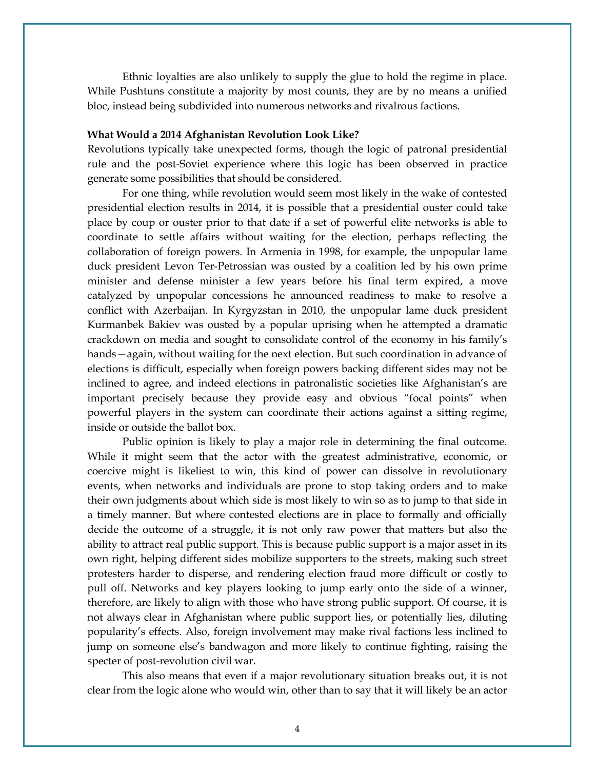Ethnic loyalties are also unlikely to supply the glue to hold the regime in place. While Pushtuns constitute a majority by most counts, they are by no means a unified bloc, instead being subdivided into numerous networks and rivalrous factions.

**What Would a 2014 Afghanistan Revolution Look Like?**

Revolutions typically take unexpected forms, though the logic of patronal presidential rule and the post-Soviet experience where this logic has been observed in practice generate some possibilities that should be considered.

For one thing, while revolution would seem most likely in the wake of contested presidential election results in 2014, it is possible that a presidential ouster could take place by coup or ouster prior to that date if a set of powerful elite networks is able to coordinate to settle affairs without waiting for the election, perhaps reflecting the collaboration of foreign powers. In Armenia in 1998, for example, the unpopular lame duck president Levon Ter-Petrossian was ousted by a coalition led by his own prime minister and defense minister a few years before his final term expired, a move catalyzed by unpopular concessions he announced readiness to make to resolve a conflict with Azerbaijan. In Kyrgyzstan in 2010, the unpopular lame duck president Kurmanbek Bakiev was ousted by a popular uprising when he attempted a dramatic crackdown on media and sought to consolidate control of the economy in his family's hands—again, without waiting for the next election. But such coordination in advance of elections is difficult, especially when foreign powers backing different sides may not be inclined to agree, and indeed elections in patronalistic societies like Afghanistan's are important precisely because they provide easy and obvious "focal points" when powerful players in the system can coordinate their actions against a sitting regime, inside or outside the ballot box.

Public opinion is likely to play a major role in determining the final outcome. While it might seem that the actor with the greatest administrative, economic, or coercive might is likeliest to win, this kind of power can dissolve in revolutionary events, when networks and individuals are prone to stop taking orders and to make their own judgments about which side is most likely to win so as to jump to that side in a timely manner. But where contested elections are in place to formally and officially decide the outcome of a struggle, it is not only raw power that matters but also the ability to attract real public support. This is because public support is a major asset in its own right, helping different sides mobilize supporters to the streets, making such street protesters harder to disperse, and rendering election fraud more difficult or costly to pull off. Networks and key players looking to jump early onto the side of a winner, therefore, are likely to align with those who have strong public support. Of course, it is not always clear in Afghanistan where public support lies, or potentially lies, diluting popularity's effects. Also, foreign involvement may make rival factions less inclined to jump on someone else's bandwagon and more likely to continue fighting, raising the specter of post-revolution civil war.

This also means that even if a major revolutionary situation breaks out, it is not clear from the logic alone who would win, other than to say that it will likely be an actor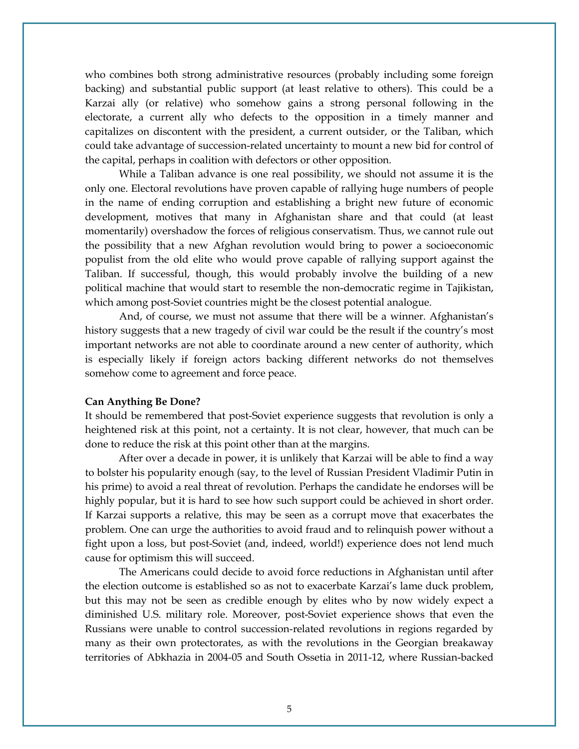who combines both strong administrative resources (probably including some foreign backing) and substantial public support (at least relative to others). This could be a Karzai ally (or relative) who somehow gains a strong personal following in the electorate, a current ally who defects to the opposition in a timely manner and capitalizes on discontent with the president, a current outsider, or the Taliban, which could take advantage of succession-related uncertainty to mount a new bid for control of the capital, perhaps in coalition with defectors or other opposition.

While a Taliban advance is one real possibility, we should not assume it is the only one. Electoral revolutions have proven capable of rallying huge numbers of people in the name of ending corruption and establishing a bright new future of economic development, motives that many in Afghanistan share and that could (at least momentarily) overshadow the forces of religious conservatism. Thus, we cannot rule out the possibility that a new Afghan revolution would bring to power a socioeconomic populist from the old elite who would prove capable of rallying support against the Taliban. If successful, though, this would probably involve the building of a new political machine that would start to resemble the non-democratic regime in Tajikistan, which among post-Soviet countries might be the closest potential analogue.

And, of course, we must not assume that there will be a winner. Afghanistan's history suggests that a new tragedy of civil war could be the result if the country's most important networks are not able to coordinate around a new center of authority, which is especially likely if foreign actors backing different networks do not themselves somehow come to agreement and force peace.

**Can Anything Be Done?**

It should be remembered that post-Soviet experience suggests that revolution is only a heightened risk at this point, not a certainty. It is not clear, however, that much can be done to reduce the risk at this point other than at the margins.

After over a decade in power, it is unlikely that Karzai will be able to find a way to bolster his popularity enough (say, to the level of Russian President Vladimir Putin in his prime) to avoid a real threat of revolution. Perhaps the candidate he endorses will be highly popular, but it is hard to see how such support could be achieved in short order. If Karzai supports a relative, this may be seen as a corrupt move that exacerbates the problem. One can urge the authorities to avoid fraud and to relinquish power without a fight upon a loss, but post-Soviet (and, indeed, world!) experience does not lend much cause for optimism this will succeed.

The Americans could decide to avoid force reductions in Afghanistan until after the election outcome is established so as not to exacerbate Karzai's lame duck problem, but this may not be seen as credible enough by elites who by now widely expect a diminished U.S. military role. Moreover, post-Soviet experience shows that even the Russians were unable to control succession-related revolutions in regions regarded by many as their own protectorates, as with the revolutions in the Georgian breakaway territories of Abkhazia in 2004-05 and South Ossetia in 2011-12, where Russian-backed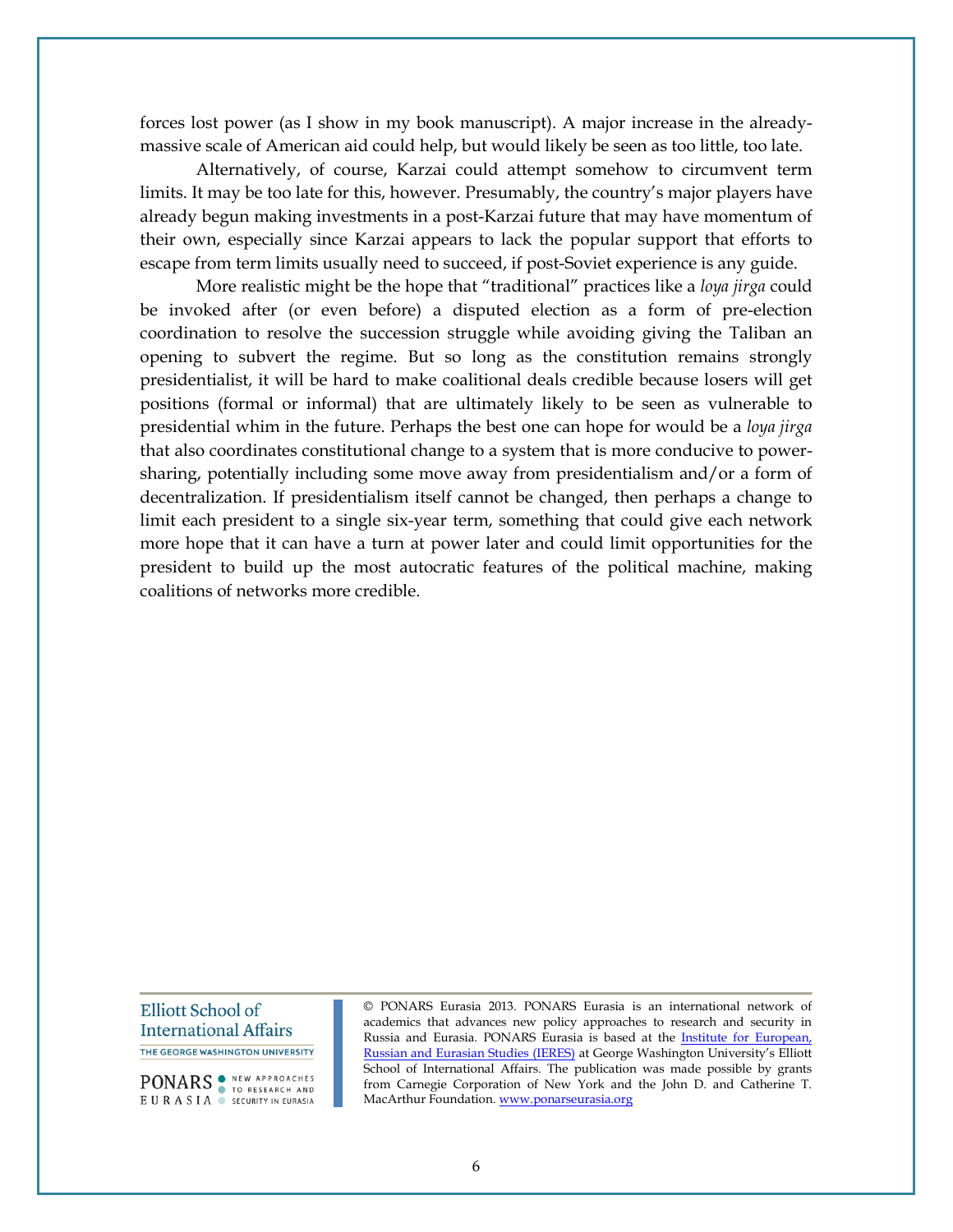forces lost power (as I show in my book manuscript). A major increase in the already-massive scale of American aid could help, but would likely be seen as too little, too late.

Alternatively, of course, Karzai could attempt somehow to circumvent term limits. It may be too late for this, however. Presumably, the country's major players have already begun making investments in a post-Karzai future that may have momentum of their own, especially since Karzai appears to lack the popular support that efforts to escape from term limits usually need to succeed, if post-Soviet experience is any guide.

More realistic might be the hope that "traditional" practices like a *loya jirga* could be invoked after (or even before) a disputed election as a form of pre-election coordination to resolve the succession struggle while avoiding giving the Taliban an opening to subvert the regime. But so long as the constitution remains strongly presidentialist, it will be hard to make coalitional deals credible because losers will get positions (formal or informal) that are ultimately likely to be seen as vulnerable to presidential whim in the future. Perhaps the best one can hope for would be a *loya jirga* that also coordinates constitutional change to a system that is more conducive to power-sharing, potentially including some move away from presidentialism and/or a form of decentralization. If presidentialism itself cannot be changed, then perhaps a change to limit each president to a single six-year term, something that could give each network more hope that it can have a turn at power later and could limit opportunities for the president to build up the most autocratic features of the political machine, making coalitions of networks more credible.

Elliott School of International Affairs
THE GEORGE WASHINGTON UNIVERSITY

PONARS EURASIA — NEW APPROACHES TO RESEARCH AND SECURITY IN EURASIA

© PONARS Eurasia 2013. PONARS Eurasia is an international network of academics that advances new policy approaches to research and security in Russia and Eurasia. PONARS Eurasia is based at the Institute for European, Russian and Eurasian Studies (IERES) at George Washington University's Elliott School of International Affairs. The publication was made possible by grants from Carnegie Corporation of New York and the John D. and Catherine T. MacArthur Foundation. www.ponarseurasia.org